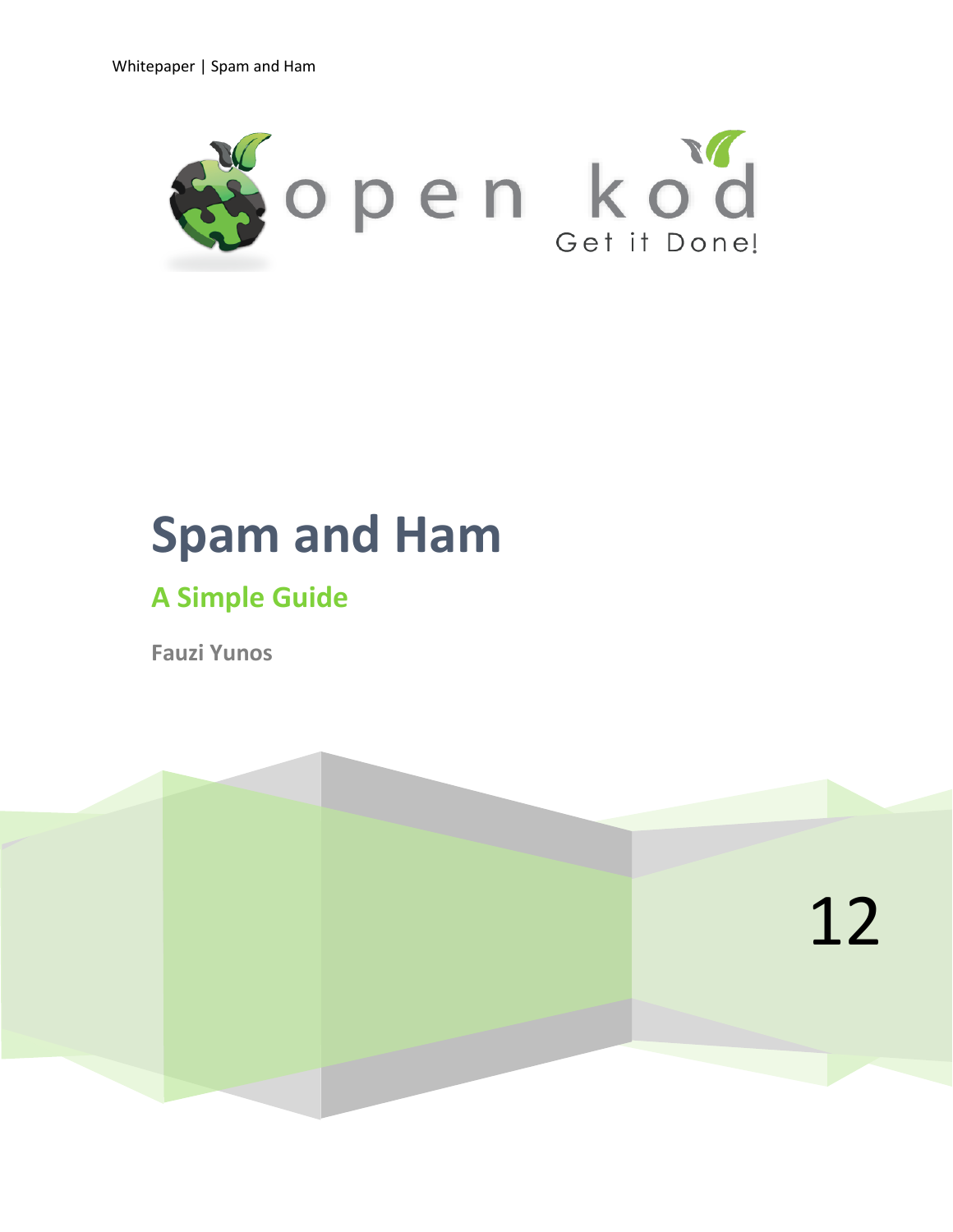# Spam and Ham

## A Simple Guide

**Fauzi Yunos**

12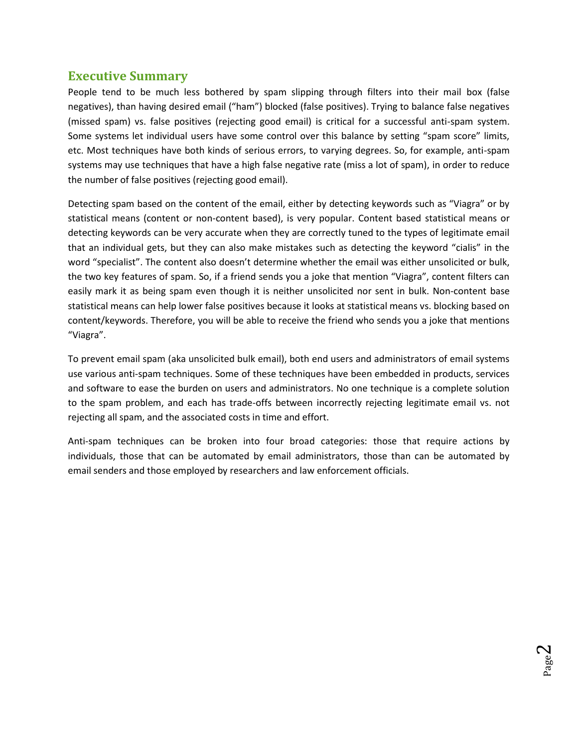## Executive Summary

People tend to be much less bothered by spam slipping through filters into their mail box (false negatives), than having desired email ("ham") blocked (false positives). Trying to balance false negatives (missed spam) vs. false positives (rejecting good email) is critical for a successful anti-spam system. Some systems let individual users have some control over this balance by setting "spam score" limits, etc. Most techniques have both kinds of serious errors, to varying degrees. So, for example, anti-spam systems may use techniques that have a high false negative rate (miss a lot of spam), in order to reduce the number of false positives (rejecting good email).

Detecting spam based on the content of the email, either by detecting keywords such as "Viagra" or by statistical means (content or non-content based), is very popular. Content based statistical means or detecting keywords can be very accurate when they are correctly tuned to the types of legitimate email that an individual gets, but they can also make mistakes such as detecting the keyword "cialis" in the word "specialist". The content also doesn't determine whether the email was either unsolicited or bulk, the two key features of spam. So, if a friend sends you a joke that mention "Viagra", content filters can easily mark it as being spam even though it is neither unsolicited nor sent in bulk. Non-content base statistical means can help lower false positives because it looks at statistical means vs. blocking based on content/keywords. Therefore, you will be able to receive the friend who sends you a joke that mentions "Viagra".

To prevent email spam (aka unsolicited bulk email), both end users and administrators of email systems use various anti-spam techniques. Some of these techniques have been embedded in products, services and software to ease the burden on users and administrators. No one technique is a complete solution to the spam problem, and each has trade-offs between incorrectly rejecting legitimate email vs. not rejecting all spam, and the associated costs in time and effort.

Anti-spam techniques can be broken into four broad categories: those that require actions by individuals, those that can be automated by email administrators, those than can be automated by email senders and those employed by researchers and law enforcement officials.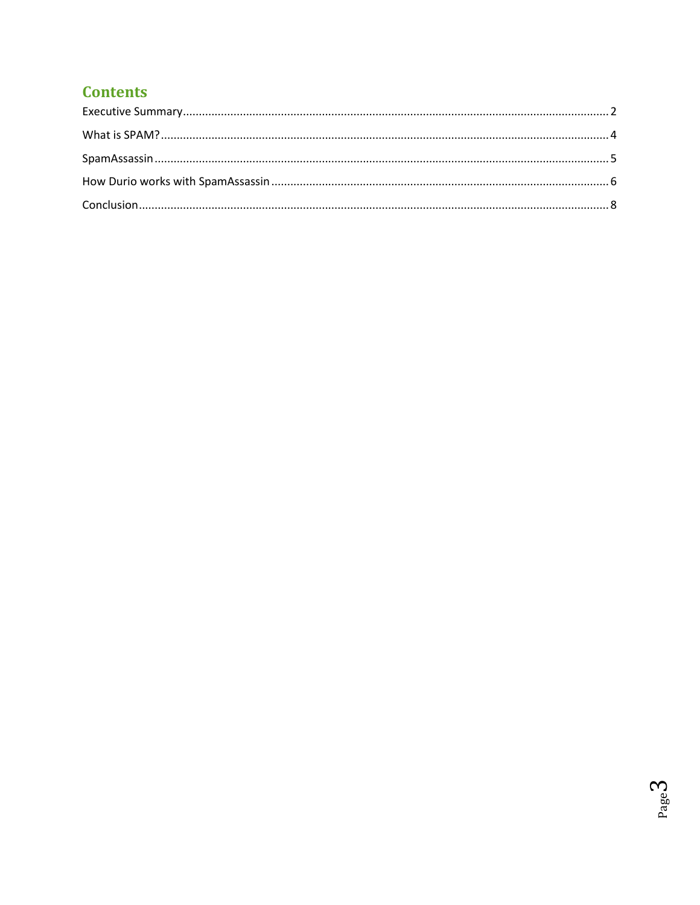# Contents

Executive Summary .................................................. 2

What is SPAM? .................................................. 4

SpamAssassin .................................................. 5

How Durio works with SpamAssassin .................................................. 6

Conclusion .................................................. 8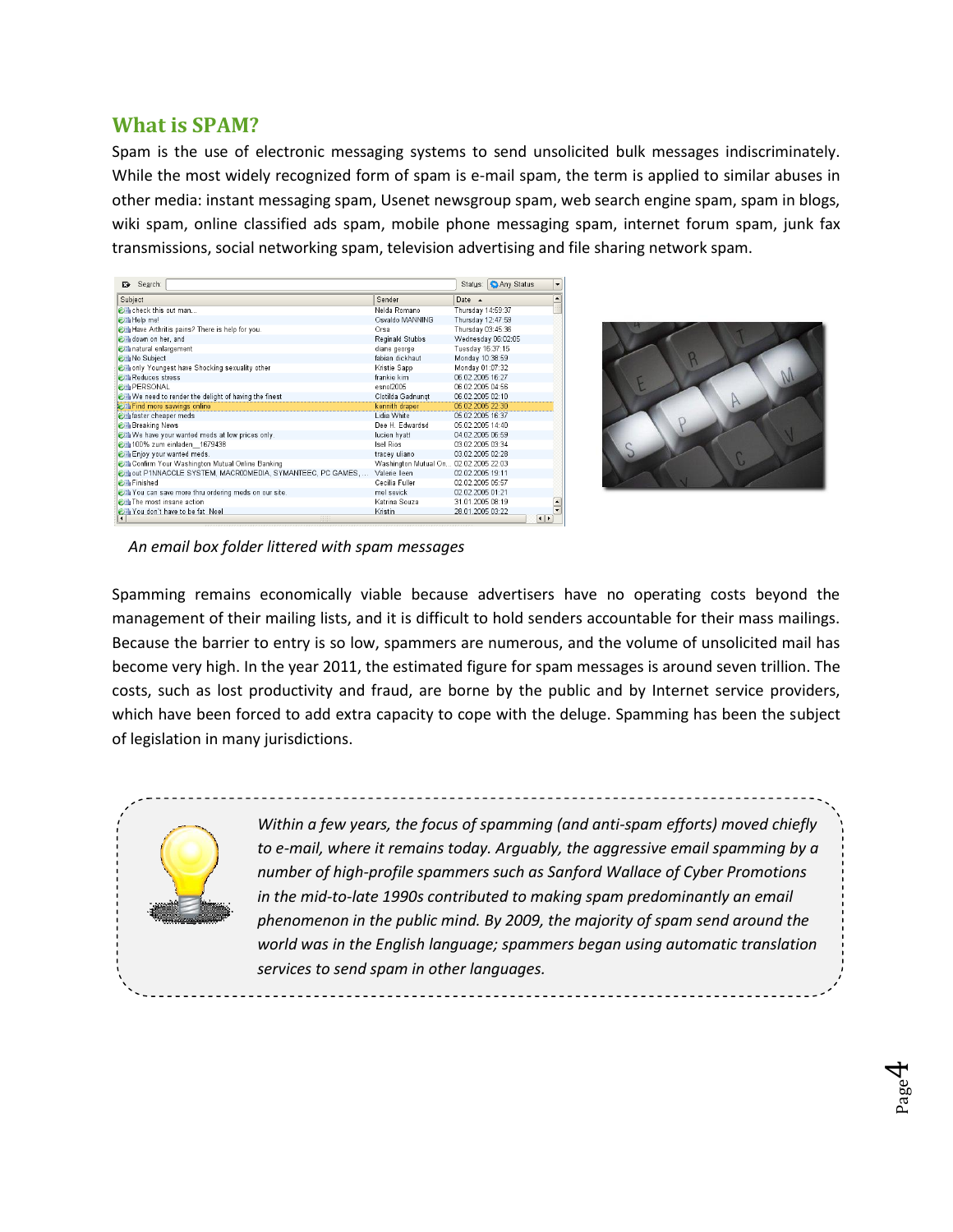## What is SPAM?

Spam is the use of electronic messaging systems to send unsolicited bulk messages indiscriminately. While the most widely recognized form of spam is e-mail spam, the term is applied to similar abuses in other media: instant messaging spam, Usenet newsgroup spam, web search engine spam, spam in blogs, wiki spam, online classified ads spam, mobile phone messaging spam, internet forum spam, junk fax transmissions, social networking spam, television advertising and file sharing network spam.

*An email box folder littered with spam messages*

Spamming remains economically viable because advertisers have no operating costs beyond the management of their mailing lists, and it is difficult to hold senders accountable for their mass mailings. Because the barrier to entry is so low, spammers are numerous, and the volume of unsolicited mail has become very high. In the year 2011, the estimated figure for spam messages is around seven trillion. The costs, such as lost productivity and fraud, are borne by the public and by Internet service providers, which have been forced to add extra capacity to cope with the deluge. Spamming has been the subject of legislation in many jurisdictions.

*Within a few years, the focus of spamming (and anti-spam efforts) moved chiefly to e-mail, where it remains today. Arguably, the aggressive email spamming by a number of high-profile spammers such as Sanford Wallace of Cyber Promotions in the mid-to-late 1990s contributed to making spam predominantly an email phenomenon in the public mind. By 2009, the majority of spam send around the world was in the English language; spammers began using automatic translation services to send spam in other languages.*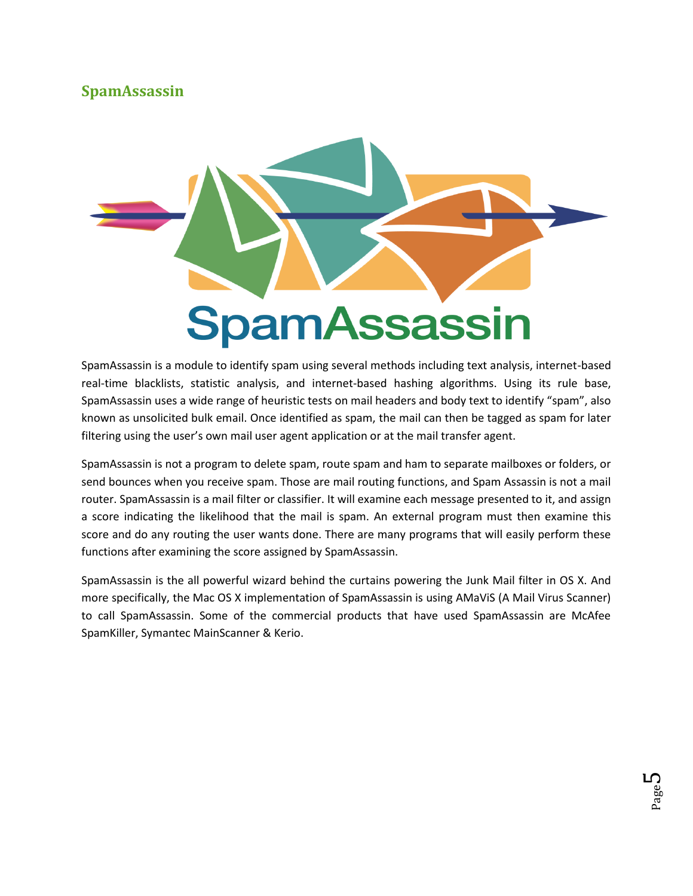## SpamAssassin

SpamAssassin is a module to identify spam using several methods including text analysis, internet-based real-time blacklists, statistic analysis, and internet-based hashing algorithms. Using its rule base, SpamAssassin uses a wide range of heuristic tests on mail headers and body text to identify "spam", also known as unsolicited bulk email. Once identified as spam, the mail can then be tagged as spam for later filtering using the user's own mail user agent application or at the mail transfer agent.

SpamAssassin is not a program to delete spam, route spam and ham to separate mailboxes or folders, or send bounces when you receive spam. Those are mail routing functions, and Spam Assassin is not a mail router. SpamAssassin is a mail filter or classifier. It will examine each message presented to it, and assign a score indicating the likelihood that the mail is spam. An external program must then examine this score and do any routing the user wants done. There are many programs that will easily perform these functions after examining the score assigned by SpamAssassin.

SpamAssassin is the all powerful wizard behind the curtains powering the Junk Mail filter in OS X. And more specifically, the Mac OS X implementation of SpamAssassin is using AMaViS (A Mail Virus Scanner) to call SpamAssassin. Some of the commercial products that have used SpamAssassin are McAfee SpamKiller, Symantec MainScanner & Kerio.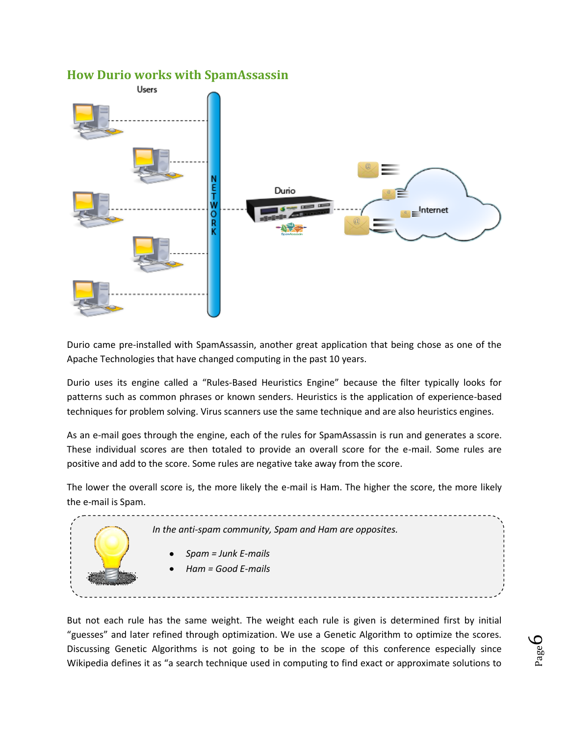## How Durio works with SpamAssassin

Durio came pre-installed with SpamAssassin, another great application that being chose as one of the Apache Technologies that have changed computing in the past 10 years.

Durio uses its engine called a "Rules-Based Heuristics Engine" because the filter typically looks for patterns such as common phrases or known senders. Heuristics is the application of experience-based techniques for problem solving. Virus scanners use the same technique and are also heuristics engines.

As an e-mail goes through the engine, each of the rules for SpamAssassin is run and generates a score. These individual scores are then totaled to provide an overall score for the e-mail. Some rules are positive and add to the score. Some rules are negative take away from the score.

The lower the overall score is, the more likely the e-mail is Ham. The higher the score, the more likely the e-mail is Spam.

*In the anti-spam community, Spam and Ham are opposites.*

- *Spam = Junk E-mails*
- *Ham = Good E-mails*

But not each rule has the same weight. The weight each rule is given is determined first by initial "guesses" and later refined through optimization. We use a Genetic Algorithm to optimize the scores. Discussing Genetic Algorithms is not going to be in the scope of this conference especially since Wikipedia defines it as "a search technique used in computing to find exact or approximate solutions to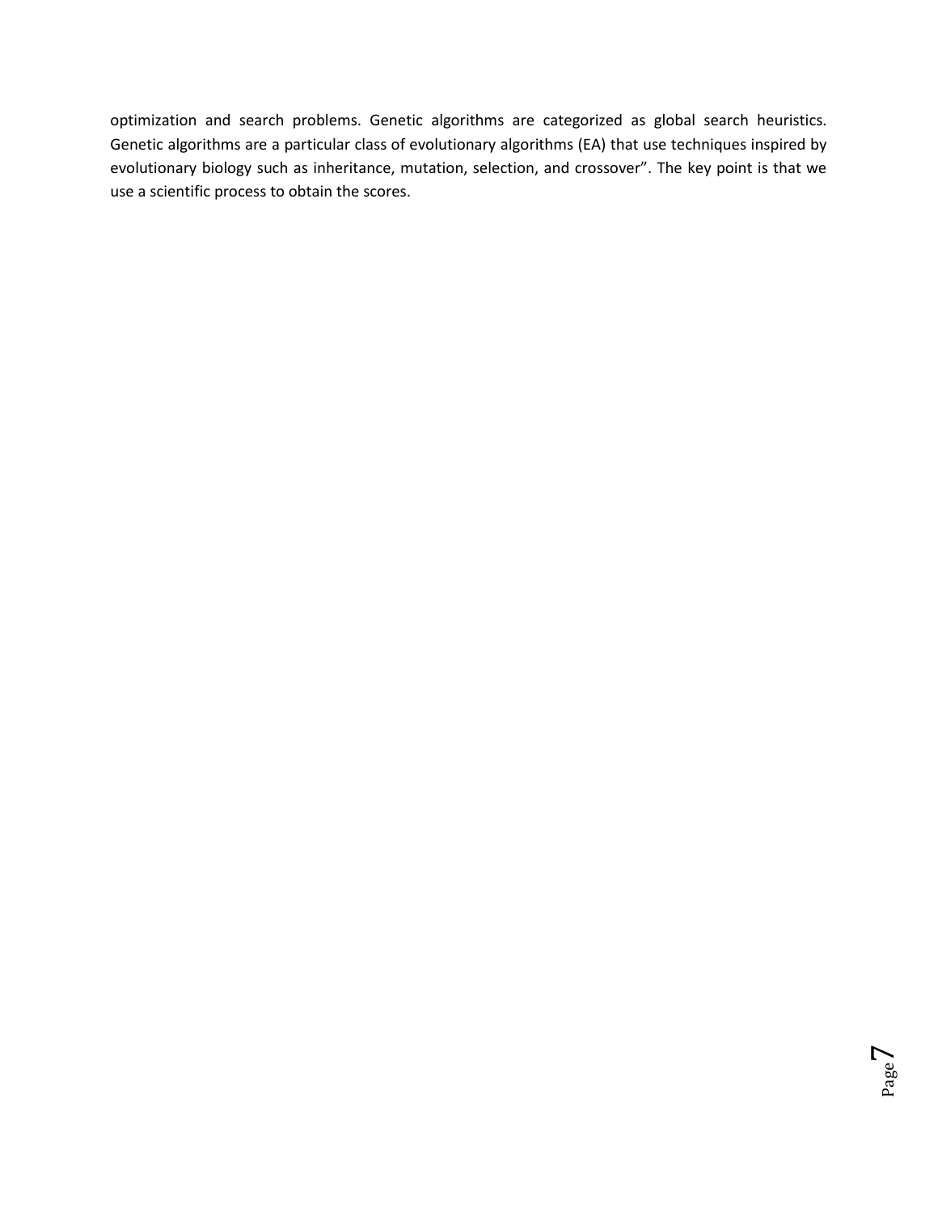optimization and search problems. Genetic algorithms are categorized as global search heuristics. Genetic algorithms are a particular class of evolutionary algorithms (EA) that use techniques inspired by evolutionary biology such as inheritance, mutation, selection, and crossover". The key point is that we use a scientific process to obtain the scores.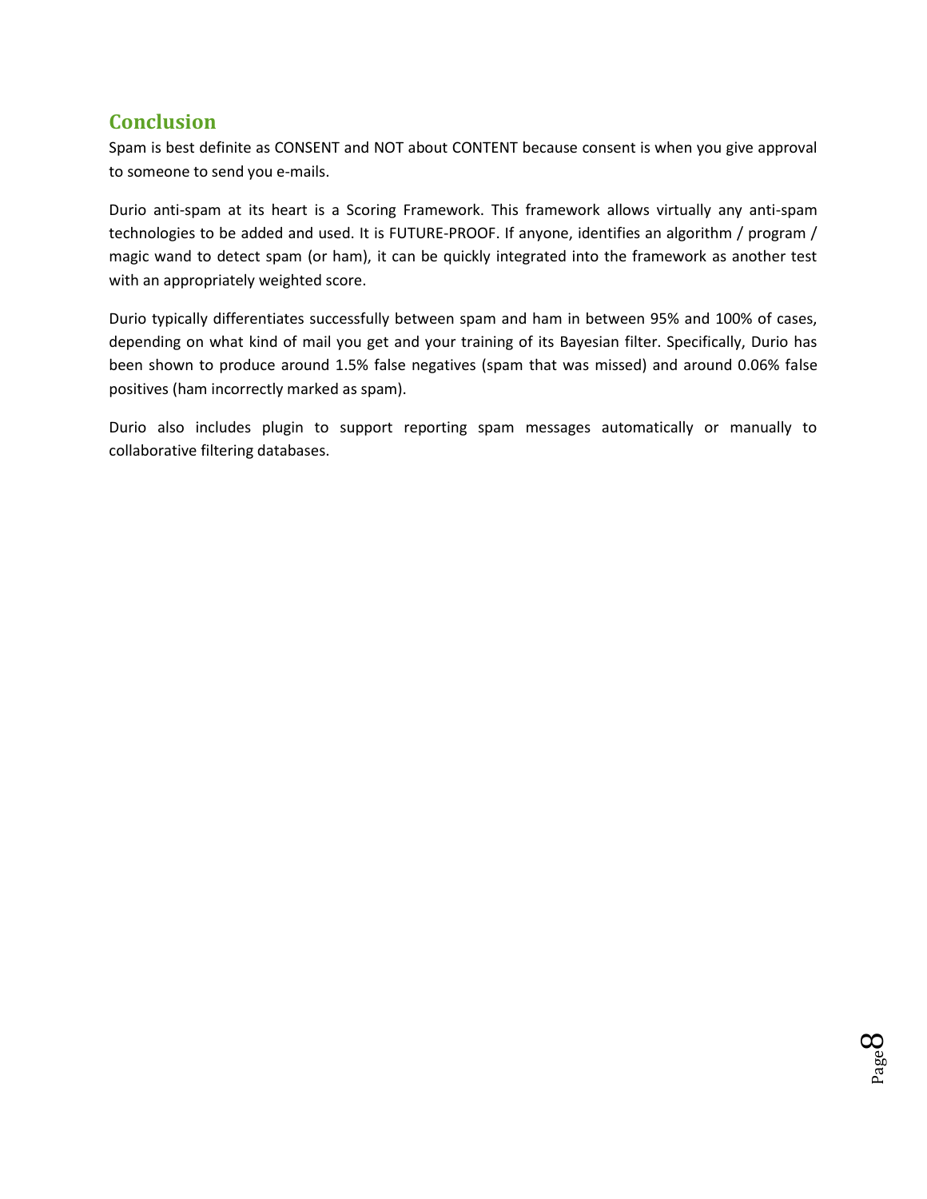## Conclusion

Spam is best definite as CONSENT and NOT about CONTENT because consent is when you give approval to someone to send you e-mails.

Durio anti-spam at its heart is a Scoring Framework. This framework allows virtually any anti-spam technologies to be added and used. It is FUTURE-PROOF. If anyone, identifies an algorithm / program / magic wand to detect spam (or ham), it can be quickly integrated into the framework as another test with an appropriately weighted score.

Durio typically differentiates successfully between spam and ham in between 95% and 100% of cases, depending on what kind of mail you get and your training of its Bayesian filter. Specifically, Durio has been shown to produce around 1.5% false negatives (spam that was missed) and around 0.06% false positives (ham incorrectly marked as spam).

Durio also includes plugin to support reporting spam messages automatically or manually to collaborative filtering databases.